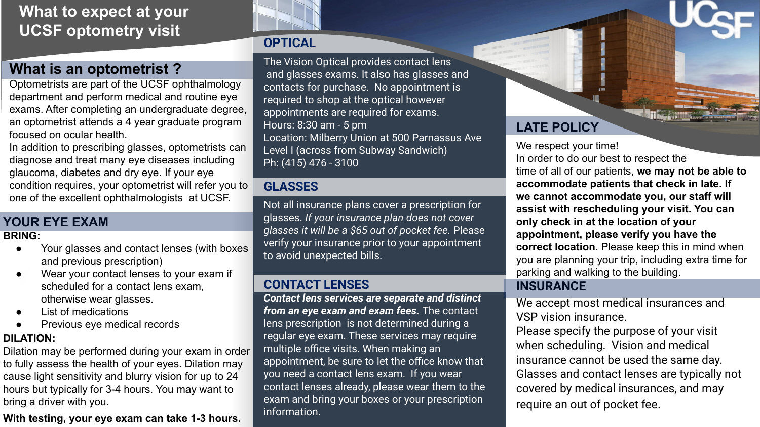# What to expect at your UCSF optometry visit

## What is an optometrist ?

Optometrists are part of the UCSF ophthalmology department and perform medical and routine eye exams. After completing an undergraduate degree, an optometrist attends a 4 year graduate program focused on ocular health.

In addition to prescribing glasses, optometrists can diagnose and treat many eye diseases including glaucoma, diabetes and dry eye. If your eye condition requires, your optometrist will refer you to one of the excellent ophthalmologists at UCSF.

## YOUR EYE EXAM

**BRING:**

- Your glasses and contact lenses (with boxes and previous prescription)
- Wear your contact lenses to your exam if scheduled for a contact lens exam, otherwise wear glasses.
- List of medications
- Previous eye medical records

**DILATION:**

Dilation may be performed during your exam in order to fully assess the health of your eyes. Dilation may cause light sensitivity and blurry vision for up to 24 hours but typically for 3-4 hours. You may want to bring a driver with you.

**With testing, your eye exam can take 1-3 hours.**

## OPTICAL

The Vision Optical provides contact lens and glasses exams. It also has glasses and contacts for purchase. No appointment is required to shop at the optical however appointments are required for exams.

Hours: 8:30 am - 5 pm

Location: Milberry Union at 500 Parnassus Ave Level I (across from Subway Sandwich)

Ph: (415) 476 - 3100

## GLASSES

Not all insurance plans cover a prescription for glasses. *If your insurance plan does not cover glasses it will be a $65 out of pocket fee.* Please verify your insurance prior to your appointment to avoid unexpected bills.

## CONTACT LENSES

***Contact lens services are separate and distinct from an eye exam and exam fees.*** The contact lens prescription is not determined during a regular eye exam. These services may require multiple office visits. When making an appointment, be sure to let the office know that you need a contact lens exam. If you wear contact lenses already, please wear them to the exam and bring your boxes or your prescription information.

## LATE POLICY

We respect your time!

In order to do our best to respect the time of all of our patients, **we may not be able to accommodate patients that check in late. If we cannot accommodate you, our staff will assist with rescheduling your visit. You can only check in at the location of your appointment, please verify you have the correct location.** Please keep this in mind when you are planning your trip, including extra time for parking and walking to the building.

## INSURANCE

We accept most medical insurances and VSP vision insurance.

Please specify the purpose of your visit when scheduling. Vision and medical insurance cannot be used the same day. Glasses and contact lenses are typically not covered by medical insurances, and may require an out of pocket fee.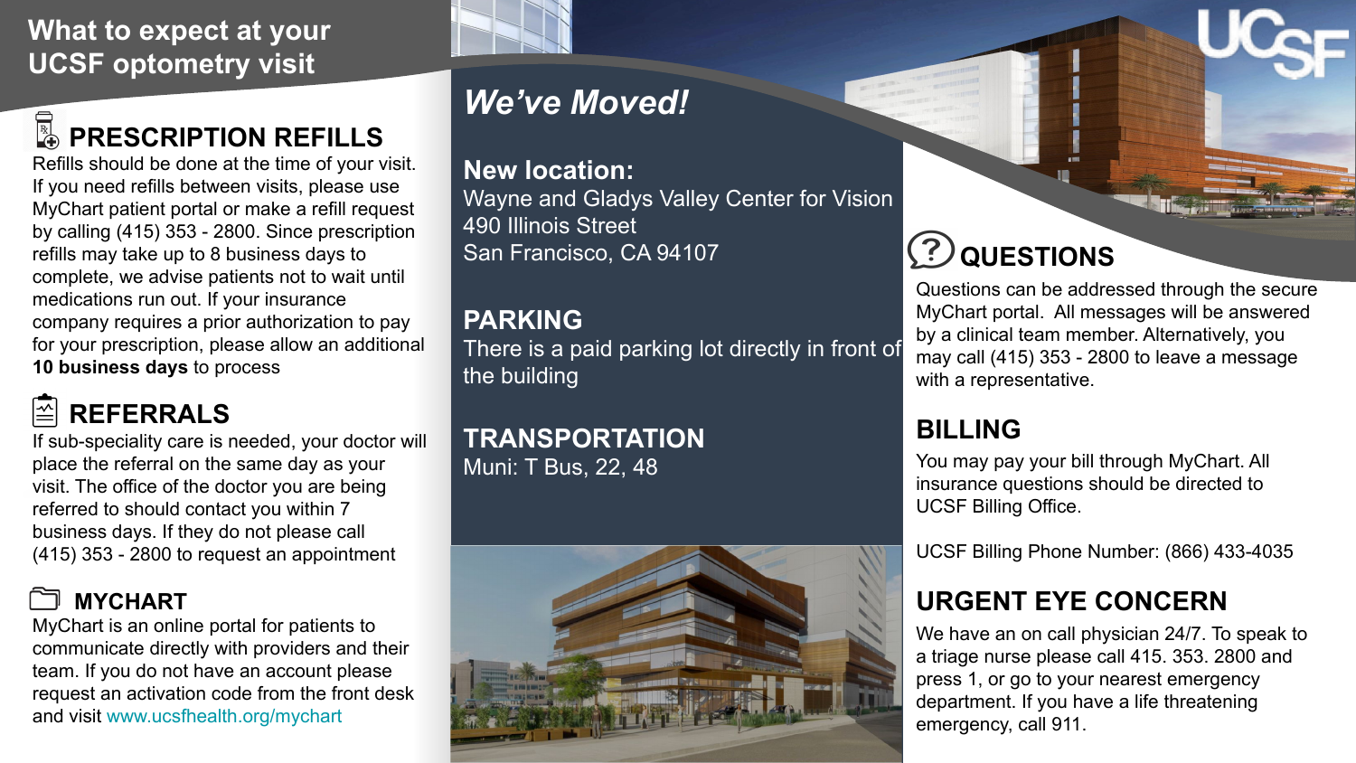# What to expect at your UCSF optometry visit

## PRESCRIPTION REFILLS

Refills should be done at the time of your visit. If you need refills between visits, please use MyChart patient portal or make a refill request by calling (415) 353 - 2800. Since prescription refills may take up to 8 business days to complete, we advise patients not to wait until medications run out. If your insurance company requires a prior authorization to pay for your prescription, please allow an additional **10 business days** to process

## REFERRALS

If sub-speciality care is needed, your doctor will place the referral on the same day as your visit. The office of the doctor you are being referred to should contact you within 7 business days. If they do not please call (415) 353 - 2800 to request an appointment

## MYCHART

MyChart is an online portal for patients to communicate directly with providers and their team. If you do not have an account please request an activation code from the front desk and visit www.ucsfhealth.org/mychart

## *We've Moved!*

**New location:**
Wayne and Gladys Valley Center for Vision
490 Illinois Street
San Francisco, CA 94107

## PARKING

There is a paid parking lot directly in front of the building

## TRANSPORTATION

Muni: T Bus, 22, 48

## QUESTIONS

Questions can be addressed through the secure MyChart portal. All messages will be answered by a clinical team member. Alternatively, you may call (415) 353 - 2800 to leave a message with a representative.

## BILLING

You may pay your bill through MyChart. All insurance questions should be directed to UCSF Billing Office.

UCSF Billing Phone Number: (866) 433-4035

## URGENT EYE CONCERN

We have an on call physician 24/7. To speak to a triage nurse please call 415. 353. 2800 and press 1, or go to your nearest emergency department. If you have a life threatening emergency, call 911.